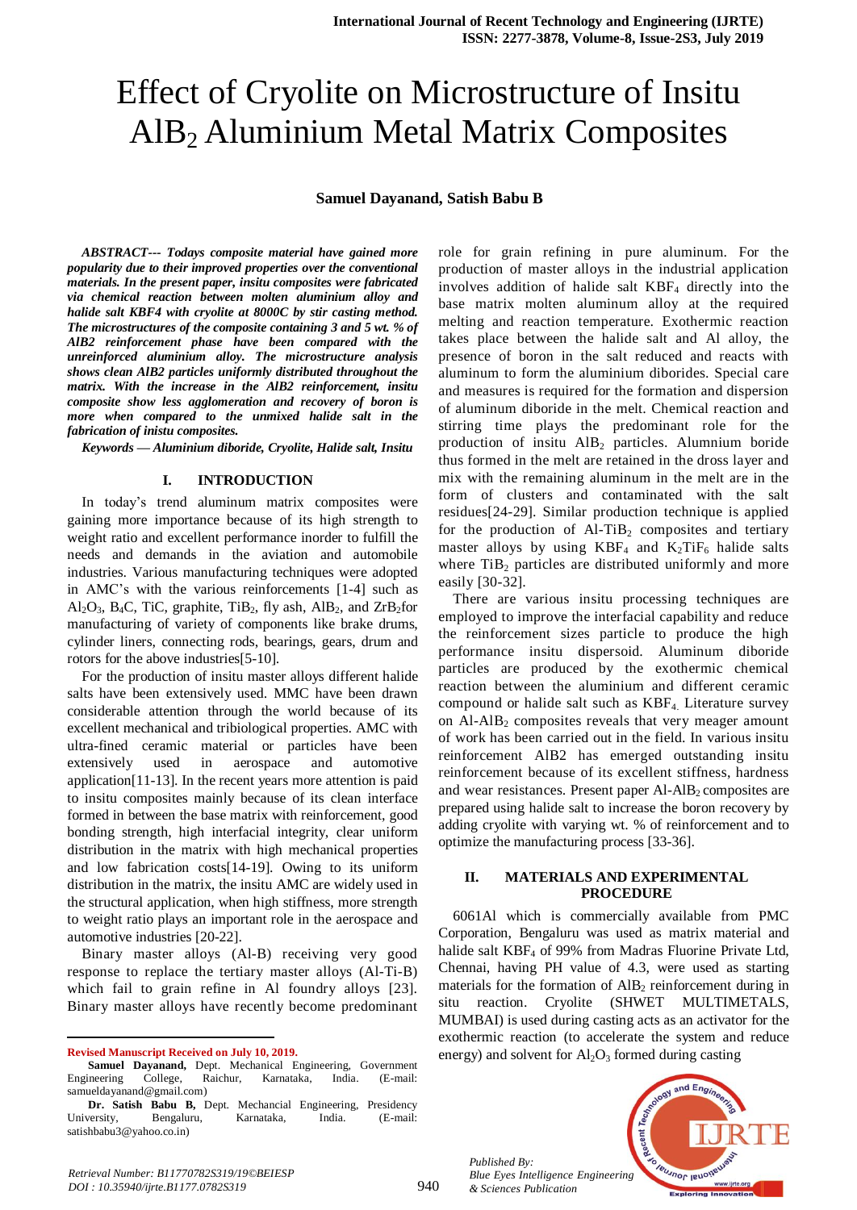# Effect of Cryolite on Microstructure of Insitu $AlB_2$ Aluminium Metal Matrix Composites

**Samuel Dayanand, Satish Babu B**

***ABSTRACT--- Todays composite material have gained more popularity due to their improved properties over the conventional materials. In the present paper, insitu composites were fabricated via chemical reaction between molten aluminium alloy and halide salt KBF4 with cryolite at 8000C by stir casting method. The microstructures of the composite containing 3 and 5 wt. % of AlB2 reinforcement phase have been compared with the unreinforced aluminium alloy. The microstructure analysis shows clean AlB2 particles uniformly distributed throughout the matrix. With the increase in the AlB2 reinforcement, insitu composite show less agglomeration and recovery of boron is more when compared to the unmixed halide salt in the fabrication of inistu composites.***

***Keywords — Aluminium diboride, Cryolite, Halide salt, Insitu***

## I. INTRODUCTION

In today's trend aluminum matrix composites were gaining more importance because of its high strength to weight ratio and excellent performance inorder to fulfill the needs and demands in the aviation and automobile industries. Various manufacturing techniques were adopted in AMC's with the various reinforcements [1-4] such as $Al_2O_3$, $B_4C$, TiC, graphite, $TiB_2$, fly ash, $AlB_2$, and $ZrB_2$for manufacturing of variety of components like brake drums, cylinder liners, connecting rods, bearings, gears, drum and rotors for the above industries[5-10].

For the production of insitu master alloys different halide salts have been extensively used. MMC have been drawn considerable attention through the world because of its excellent mechanical and tribiological properties. AMC with ultra-fined ceramic material or particles have been extensively used in aerospace and automotive application[11-13]. In the recent years more attention is paid to insitu composites mainly because of its clean interface formed in between the base matrix with reinforcement, good bonding strength, high interfacial integrity, clear uniform distribution in the matrix with high mechanical properties and low fabrication costs[14-19]. Owing to its uniform distribution in the matrix, the insitu AMC are widely used in the structural application, when high stiffness, more strength to weight ratio plays an important role in the aerospace and automotive industries [20-22].

Binary master alloys (Al-B) receiving very good response to replace the tertiary master alloys (Al-Ti-B) which fail to grain refine in Al foundry alloys [23]. Binary master alloys have recently become predominant role for grain refining in pure aluminum. For the production of master alloys in the industrial application involves addition of halide salt $KBF_4$ directly into the base matrix molten aluminum alloy at the required melting and reaction temperature. Exothermic reaction takes place between the halide salt and Al alloy, the presence of boron in the salt reduced and reacts with aluminum to form the aluminium diborides. Special care and measures is required for the formation and dispersion of aluminum diboride in the melt. Chemical reaction and stirring time plays the predominant role for the production of insitu $AlB_2$ particles. Alumnium boride thus formed in the melt are retained in the dross layer and mix with the remaining aluminum in the melt are in the form of clusters and contaminated with the salt residues[24-29]. Similar production technique is applied for the production of Al-$TiB_2$ composites and tertiary master alloys by using $KBF_4$ and $K_2TiF_6$ halide salts where $TiB_2$ particles are distributed uniformly and more easily [30-32].

There are various insitu processing techniques are employed to improve the interfacial capability and reduce the reinforcement sizes particle to produce the high performance insitu dispersoid. Aluminum diboride particles are produced by the exothermic chemical reaction between the aluminium and different ceramic compound or halide salt such as $KBF_4$. Literature survey on Al-$AlB_2$ composites reveals that very meager amount of work has been carried out in the field. In various insitu reinforcement AlB2 has emerged outstanding insitu reinforcement because of its excellent stiffness, hardness and wear resistances. Present paper Al-$AlB_2$ composites are prepared using halide salt to increase the boron recovery by adding cryolite with varying wt. % of reinforcement and to optimize the manufacturing process [33-36].

## II. MATERIALS AND EXPERIMENTAL PROCEDURE

6061Al which is commercially available from PMC Corporation, Bengaluru was used as matrix material and halide salt $KBF_4$ of 99% from Madras Fluorine Private Ltd, Chennai, having PH value of 4.3, were used as starting materials for the formation of $AlB_2$ reinforcement during in situ reaction. Cryolite (SHWET MULTIMETALS, MUMBAI) is used during casting acts as an activator for the exothermic reaction (to accelerate the system and reduce energy) and solvent for $Al_2O_3$ formed during casting

---

**Revised Manuscript Received on July 10, 2019.**

**Samuel Dayanand,** Dept. Mechanical Engineering, Government Engineering College, Raichur, Karnataka, India. (E-mail: samueldayanand@gmail.com)

**Dr. Satish Babu B,** Dept. Mechanch Engineering, Presidency University, Bengaluru, Karnataka, India. (E-mail: satishbabu3@yahoo.co.in)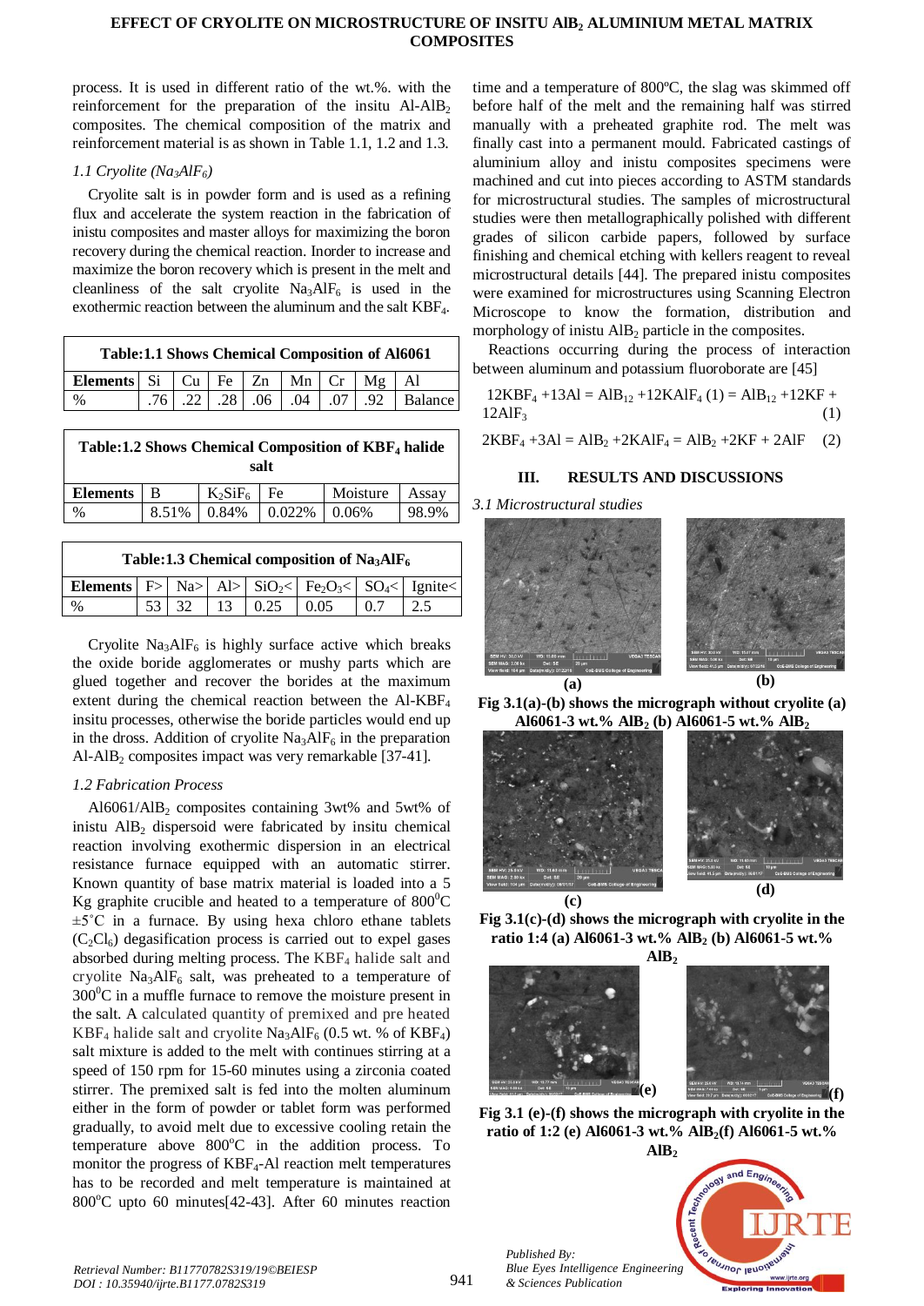process. It is used in different ratio of the wt.%. with the reinforcement for the preparation of the insitu Al-$AlB_2$ composites. The chemical composition of the matrix and reinforcement material is as shown in Table 1.1, 1.2 and 1.3.

### *1.1 Cryolite ($Na_3AlF_6$)*

Cryolite salt is in powder form and is used as a refining flux and accelerate the system reaction in the fabrication of inistu composites and master alloys for maximizing the boron recovery during the chemical reaction. Inorder to increase and maximize the boron recovery which is present in the melt and cleanliness of the salt cryolite $Na_3AlF_6$ is used in the exothermic reaction between the aluminum and the salt $KBF_4$.

**Table:1.1 Shows Chemical Composition of Al6061**

| Elements | Si | Cu | Fe | Zn | Mn | Cr | Mg | Al |
|---|---|---|---|---|---|---|---|---|
| % | .76 | .22 | .28 | .06 | .04 | .07 | .92 | Balance |

**Table:1.2 Shows Chemical Composition of $KBF_4$ halide salt**

| Elements | B | $K_2SiF_6$ | Fe | Moisture | Assay |
|---|---|---|---|---|---|
| % | 8.51% | 0.84% | 0.022% | 0.06% | 98.9% |

**Table:1.3 Chemical composition of $Na_3AlF_6$**

| Elements | F> | Na> | Al> | $SiO_2$< | $Fe_2O_3$< | $SO_4$< | Ignite< |
|---|---|---|---|---|---|---|---|
| % | 53 | 32 | 13 | 0.25 | 0.05 | 0.7 | 2.5 |

Cryolite $Na_3AlF_6$ is highly surface active which breaks the oxide boride agglomerates or mushy parts which are glued together and recover the borides at the maximum extent during the chemical reaction between the Al-$KBF_4$ insitu processes, otherwise the boride particles would end up in the dross. Addition of cryolite $Na_3AlF_6$ in the preparation Al-$AlB_2$ composites impact was very remarkable [37-41].

### *1.2 Fabrication Process*

Al6061/$AlB_2$ composites containing 3wt% and 5wt% of inistu $AlB_2$ dispersoid were fabricated by insitu chemical reaction involving exothermic dispersion in an electrical resistance furnace equipped with an automatic stirrer. Known quantity of base matrix material is loaded into a 5 Kg graphite crucible and heated to a temperature of $800^0$C $\pm5^{\circ}$C in a furnace. By using hexa chloro ethane tablets ($C_2Cl_6$) degasification process is carried out to expel gases absorbed during melting process. The $KBF_4$ halide salt and cryolite $Na_3AlF_6$ salt, was preheated to a temperature of $300^0$C in a muffle furnace to remove the moisture present in the salt. A calculated quantity of premixed and pre heated $KBF_4$ halide salt and cryolite $Na_3AlF_6$ (0.5 wt. % of $KBF_4$) salt mixture is added to the melt with continues stirring at a speed of 150 rpm for 15-60 minutes using a zirconia coated stirrer. The premixed salt is fed into the molten aluminum either in the form of powder or tablet form was performed gradually, to avoid melt due to excessive cooling retain the temperature above $800^o$C in the addition process. To monitor the progress of $KBF_4$-Al reaction melt temperatures has to be recorded and melt temperature is maintained at $800^o$C upto 60 minutes[42-43]. After 60 minutes reaction time and a temperature of 800ºC, the slag was skimmed off before half of the melt and the remaining half was stirred manually with a preheated graphite rod. The melt was finally cast into a permanent mould. Fabricated castings of aluminium alloy and inistu composites specimens were machined and cut into pieces according to ASTM standards for microstructural studies. The samples of microstructural studies were then metallographically polished with different grades of silicon carbide papers, followed by surface finishing and chemical etching with kellers reagent to reveal microstructural details [44]. The prepared inistu composites were examined for microstructures using Scanning Electron Microscope to know the formation, distribution and morphology of inistu $AlB_2$ particle in the composites.

Reactions occurring during the process of interaction between aluminum and potassium fluoroborate are [45]

$$12KBF_4 + 13Al = AlB_{12} + 12KAlF_4 \ (1) = AlB_{12} + 12KF + 12AlF_3 \qquad (1)$$

$$2KBF_4 + 3Al = AlB_2 + 2KAlF_4 = AlB_2 + 2KF + 2AlF \qquad (2)$$

## III. RESULTS AND DISCUSSIONS

### *3.1 Microstructural studies*

(a) (b)

**Fig 3.1(a)-(b) shows the micrograph without cryolite (a) Al6061-3 wt.% $AlB_2$ (b) Al6061-5 wt.% $AlB_2$**

(c) (d)

**Fig 3.1(c)-(d) shows the micrograph with cryolite in the ratio 1:4 (a) Al6061-3 wt.% $AlB_2$ (b) Al6061-5 wt.% $AlB_2$**

(e) (f)

**Fig 3.1 (e)-(f) shows the micrograph with cryolite in the ratio of 1:2 (e) Al6061-3 wt.% $AlB_2$(f) Al6061-5 wt.% $AlB_2$**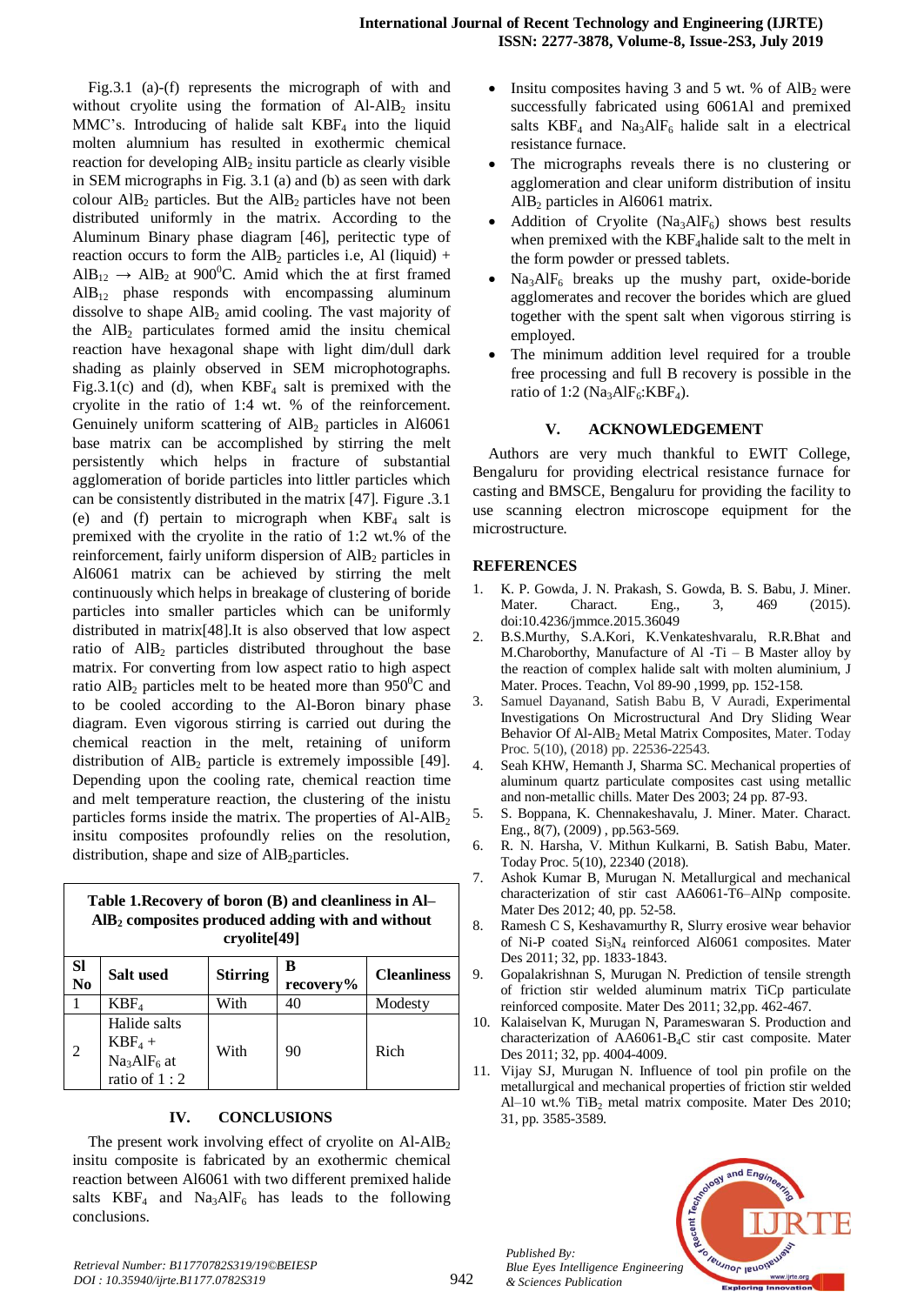Fig.3.1 (a)-(f) represents the micrograph of with and without cryolite using the formation of Al-$AlB_2$ insitu MMC's. Introducing of halide salt $KBF_4$ into the liquid molten alumnium has resulted in exothermic chemical reaction for developing $AlB_2$ insitu particle as clearly visible in SEM micrographs in Fig. 3.1 (a) and (b) as seen with dark colour $AlB_2$ particles. But the $AlB_2$ particles have not been distributed uniformly in the matrix. According to the Aluminum Binary phase diagram [46], peritectic type of reaction occurs to form the $AlB_2$ particles i.e, Al (liquid) + $AlB_{12}$ $\rightarrow$ $AlB_2$ at $900^0$C. Amid which the at first framed $AlB_{12}$ phase responds with encompassing aluminum dissolve to shape $AlB_2$ amid cooling. The vast majority of the $AlB_2$ particulates formed amid the insitu chemical reaction have hexagonal shape with light dim/dull dark shading as plainly observed in SEM microphotographs. Fig.3.1(c) and (d), when $KBF_4$ salt is premixed with the cryolite in the ratio of 1:4 wt. % of the reinforcement. Genuinely uniform scattering of $AlB_2$ particles in Al6061 base matrix can be accomplished by stirring the melt persistently which helps in fracture of substantial agglomeration of boride particles into littler particles which can be consistently distributed in the matrix [47]. Figure .3.1 (e) and (f) pertain to micrograph when $KBF_4$ salt is premixed with the cryolite in the ratio of 1:2 wt.% of the reinforcement, fairly uniform dispersion of $AlB_2$ particles in Al6061 matrix can be achieved by stirring the melt continuously which helps in breakage of clustering of boride particles into smaller particles which can be uniformly distributed in matrix[48].It is also observed that low aspect ratio of $AlB_2$ particles distributed throughout the base matrix. For converting from low aspect ratio to high aspect ratio $AlB_2$ particles melt to be heated more than $950^0$C and to be cooled according to the Al-Boron binary phase diagram. Even vigorous stirring is carried out during the chemical reaction in the melt, retaining of uniform distribution of $AlB_2$ particle is extremely impossible [49]. Depending upon the cooling rate, chemical reaction time and melt temperature reaction, the clustering of the inistu particles forms inside the matrix. The properties of Al-$AlB_2$ insitu composites profoundly relies on the resolution, distribution, shape and size of $AlB_2$particles.

**Table 1.Recovery of boron (B) and cleanliness in Al–$AlB_2$ composites produced adding with and without cryolite[49]**

| Sl No | Salt used | Stirring | B recovery% | Cleanliness |
|---|---|---|---|---|
| 1 | $KBF_4$ | With | 40 | Modesty |
| 2 | Halide salts $KBF_4$ + $Na_3AlF_6$ at ratio of 1 : 2 | With | 90 | Rich |

## IV. CONCLUSIONS

The present work involving effect of cryolite on Al-$AlB_2$ insitu composite is fabricated by an exothermic chemical reaction between Al6061 with two different premixed halide salts $KBF_4$ and $Na_3AlF_6$ has leads to the following conclusions.

- Insitu composites having 3 and 5 wt. % of $AlB_2$ were successfully fabricated using 6061Al and premixed salts $KBF_4$ and $Na_3AlF_6$ halide salt in a electrical resistance furnace.
- The micrographs reveals there is no clustering or agglomeration and clear uniform distribution of insitu $AlB_2$ particles in Al6061 matrix.
- Addition of Cryolite ($Na_3AlF_6$) shows best results when premixed with the $KBF_4$halide salt to the melt in the form powder or pressed tablets.
- $Na_3AlF_6$ breaks up the mushy part, oxide-boride agglomerates and recover the borides which are glued together with the spent salt when vigorous stirring is employed.
- The minimum addition level required for a trouble free processing and full B recovery is possible in the ratio of 1:2 ($Na_3AlF_6$:$KBF_4$).

## V. ACKNOWLEDGEMENT

Authors are very much thankful to EWIT College, Bengaluru for providing electrical resistance furnace for casting and BMSCE, Bengaluru for providing the facility to use scanning electron microscope equipment for the microstructure.

## REFERENCES

1. K. P. Gowda, J. N. Prakash, S. Gowda, B. S. Babu, J. Miner. Mater. Charact. Eng., 3, 469 (2015). doi:10.4236/jmmce.2015.36049
2. B.S.Murthy, S.A.Kori, K.Venkateshvaralu, R.R.Bhat and M.Charoborthy, Manufacture of Al -Ti – B Master alloy by the reaction of complex halide salt with molten aluminium, J Mater. Proces. Teachn, Vol 89-90 ,1999, pp. 152-158.
3. Samuel Dayanand, Satish Babu B, V Auradi, Experimental Investigations On Microstructural And Dry Sliding Wear Behavior Of Al-$AlB_2$ Metal Matrix Composites, Mater. Today Proc. 5(10), (2018) pp. 22536-22543.
4. Seah KHW, Hemanth J, Sharma SC. Mechanical properties of aluminum quartz particulate composites cast using metallic and non-metallic chills. Mater Des 2003; 24 pp. 87-93.
5. S. Boppana, K. Chennakeshavalu, J. Miner. Mater. Charact. Eng., 8(7), (2009) , pp.563-569.
6. R. N. Harsha, V. Mithun Kulkarni, B. Satish Babu, Mater. Today Proc. 5(10), 22340 (2018).
7. Ashok Kumar B, Murugan N. Metallurgical and mechanical characterization of stir cast AA6061-T6–AlNp composite. Mater Des 2012; 40, pp. 52-58.
8. Ramesh C S, Keshavamurthy R, Slurry erosive wear behavior of Ni-P coated $Si_3N_4$ reinforced Al6061 composites. Mater Des 2011; 32, pp. 1833-1843.
9. Gopalakrishnan S, Murugan N. Prediction of tensile strength of friction stir welded aluminum matrix TiCp particulate reinforced composite. Mater Des 2011; 32,pp. 462-467.
10. Kalaiselvan K, Murugan N, Parameswaran S. Production and characterization of AA6061-$B_4C$ stir cast composite. Mater Des 2011; 32, pp. 4004-4009.
11. Vijay SJ, Murugan N. Influence of tool pin profile on the metallurgical and mechanical properties of friction stir welded Al–10 wt.% $TiB_2$ metal matrix composite. Mater Des 2010; 31, pp. 3585-3589.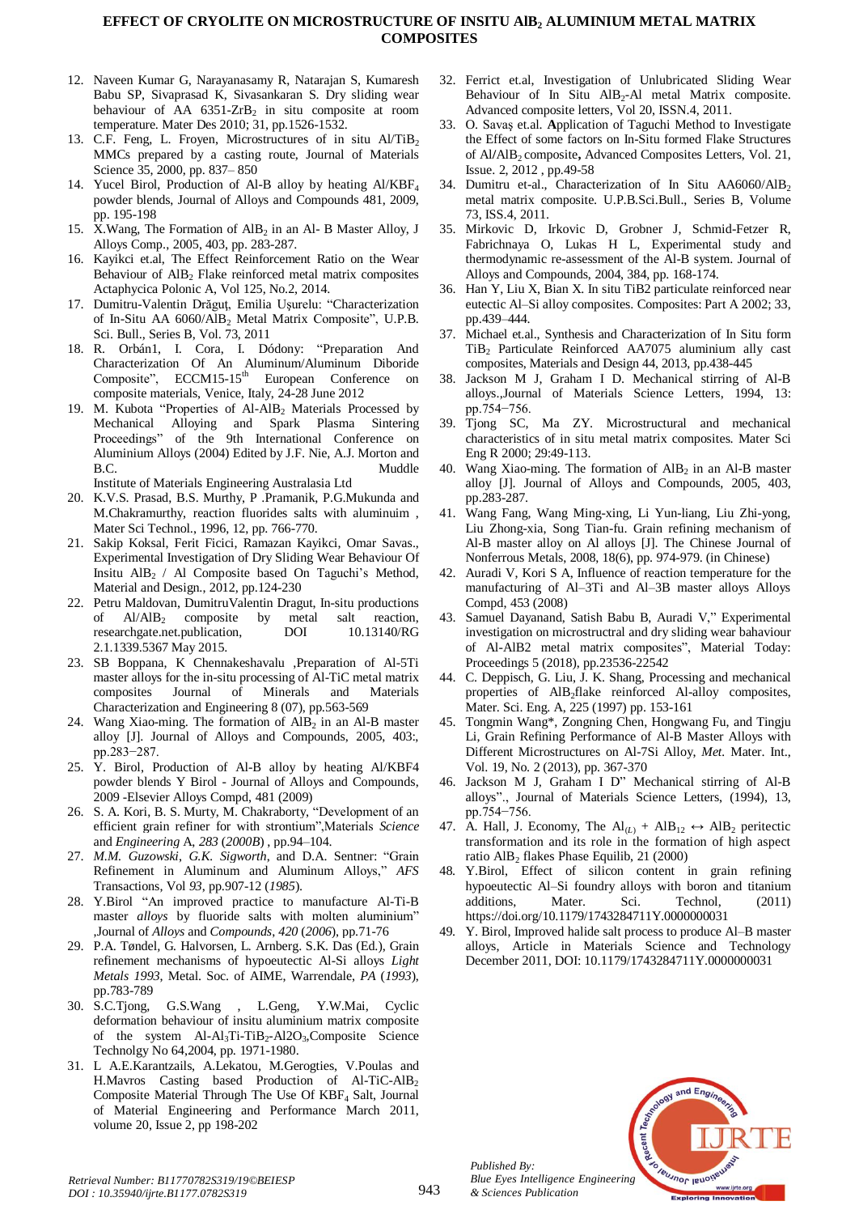12. Naveen Kumar G, Narayanasamy R, Natarajan S, Kumaresh Babu SP, Sivaprasad K, Sivasankaran S. Dry sliding wear behaviour of AA 6351-$ZrB_2$ in situ composite at room temperature. Mater Des 2010; 31, pp.1526-1532.
13. C.F. Feng, L. Froyen, Microstructures of in situ Al/$TiB_2$ MMCs prepared by a casting route, Journal of Materials Science 35, 2000, pp. 837– 850
14. Yucel Birol, Production of Al-B alloy by heating Al/$KBF_4$ powder blends, Journal of Alloys and Compounds 481, 2009, pp. 195-198
15. X.Wang, The Formation of $AlB_2$ in an Al- B Master Alloy, J Alloys Comp., 2005, 403, pp. 283-287.
16. Kayikci et.al, The Effect Reinforcement Ratio on the Wear Behaviour of $AlB_2$ Flake reinforced metal matrix composites Actaphycica Polonic A, Vol 125, No.2, 2014.
17. Dumitru-Valentin Drăguţ, Emilia Uşurelu: "Characterization of In-Situ AA 6060/$AlB_2$ Metal Matrix Composite", U.P.B. Sci. Bull., Series B, Vol. 73, 2011
18. R. Orbán1, I. Cora, I. Dódony: "Preparation And Characterization Of An Aluminum/Aluminum Diboride Composite", ECCM15-15th European Conference on composite materials, Venice, Italy, 24-28 June 2012
19. M. Kubota "Properties of Al-$AlB_2$ Materials Processed by Mechanical Alloying and Spark Plasma Sintering Proceedings" of the 9th International Conference on Aluminium Alloys (2004) Edited by J.F. Nie, A.J. Morton and B.C. Muddle Institute of Materials Engineering Australasia Ltd
20. K.V.S. Prasad, B.S. Murthy, P .Pramanik, P.G.Mukunda and M.Chakramurthy, reaction fluorides salts with aluminuim , Mater Sci Technol., 1996, 12, pp. 766-770.
21. Sakip Koksal, Ferit Ficici, Ramazan Kayikci, Omar Savas., Experimental Investigation of Dry Sliding Wear Behaviour Of Insitu $AlB_2$ / Al Composite based On Taguchi's Method, Material and Design., 2012, pp.124-230
22. Petru Maldovan, DumitruValentin Dragut, In-situ productions of Al/$AlB_2$ composite by metal salt reaction, researchgate.net.publication, DOI 10.13140/RG 2.1.1339.5367 May 2015.
23. SB Boppana, K Chennakeshavalu ,Preparation of Al-5Ti master alloys for the in-situ processing of Al-TiC metal matrix composites Journal of Minerals and Materials Characterization and Engineering 8 (07), pp.563-569
24. Wang Xiao-ming. The formation of $AlB_2$ in an Al-B master alloy [J]. Journal of Alloys and Compounds, 2005, 403:, pp.283−287.
25. Y. Birol, Production of Al-B alloy by heating Al/KBF4 powder blends Y Birol - Journal of Alloys and Compounds, 2009 -Elsevier Alloys Compd, 481 (2009)
26. S. A. Kori, B. S. Murty, M. Chakraborty, "Development of an efficient grain refiner for with strontium",Materials *Science* and *Engineering* A, *283* (*2000B*) , pp.94–104.
27. *M.M. Guzowski*, *G.K. Sigworth*, and D.A. Sentner: "Grain Refinement in Aluminum and Aluminum Alloys," *AFS* Transactions, Vol *93*, pp.907-12 (*1985*).
28. Y.Birol "An improved practice to manufacture Al-Ti-B master *alloys* by fluoride salts with molten aluminium" ,Journal of *Alloys* and *Compounds*, *420* (*2006*), pp.71-76
29. P.A. Tøndel, G. Halvorsen, L. Arnberg. S.K. Das (Ed.), Grain refinement mechanisms of hypoeutectic Al-Si alloys *Light Metals 1993*, Metal. Soc. of AIME, Warrendale, *PA* (*1993*), pp.783-789
30. S.C.Tjong, G.S.Wang , L.Geng, Y.W.Mai, Cyclic deformation behaviour of insitu aluminium matrix composite of the system Al-$Al_3Ti$-$TiB_2$-$Al2O_3$,Composite Science Technolgy No 64,2004, pp. 1971-1980.
31. L A.E.Karantzails, A.Lekatou, M.Gerogties, V.Poulas and H.Mavros Casting based Production of Al-TiC-$AlB_2$ Composite Material Through The Use Of $KBF_4$ Salt, Journal of Material Engineering and Performance March 2011, volume 20, Issue 2, pp 198-202
32. Ferrict et.al, Investigation of Unlubricated Sliding Wear Behaviour of In Situ $AlB_2$-Al metal Matrix composite. Advanced composite letters, Vol 20, ISSN.4, 2011.
33. O. Savaş et.al. **A**pplication of Taguchi Method to Investigate the Effect of some factors on In-Situ formed Flake Structures of Al/$AlB_2$ composite**,** Advanced Composites Letters, Vol. 21, Issue. 2, 2012 , pp.49-58
34. Dumitru et-al., Characterization of In Situ AA6060/$AlB_2$ metal matrix composite. U.P.B.Sci.Bull., Series B, Volume 73, ISS.4, 2011.
35. Mirkovic D, Irkovic D, Grobner J, Schmid-Fetzer R, Fabrichnaya O, Lukas H L, Experimental study and thermodynamic re-assessment of the Al-B system. Journal of Alloys and Compounds, 2004, 384, pp. 168-174.
36. Han Y, Liu X, Bian X. In situ TiB2 particulate reinforced near eutectic Al–Si alloy composites. Composites: Part A 2002; 33, pp.439–444.
37. Michael et.al., Synthesis and Characterization of In Situ form $TiB_2$ Particulate Reinforced AA7075 aluminium ally cast composites, Materials and Design 44, 2013, pp.438-445
38. Jackson M J, Graham I D. Mechanical stirring of Al-B alloys.,Journal of Materials Science Letters, 1994, 13: pp.754−756.
39. Tjong SC, Ma ZY. Microstructural and mechanical characteristics of in situ metal matrix composites. Mater Sci Eng R 2000; 29:49-113.
40. Wang Xiao-ming. The formation of $AlB_2$ in an Al-B master alloy [J]. Journal of Alloys and Compounds, 2005, 403, pp.283-287.
41. Wang Fang, Wang Ming-xing, Li Yun-liang, Liu Zhi-yong, Liu Zhong-xia, Song Tian-fu. Grain refining mechanism of Al-B master alloy on Al alloys [J]. The Chinese Journal of Nonferrous Metals, 2008, 18(6), pp. 974-979. (in Chinese)
42. Auradi V, Kori S A, Influence of reaction temperature for the manufacturing of Al–3Ti and Al–3B master alloys Alloys Compd, 453 (2008)
43. Samuel Dayanand, Satish Babu B, Auradi V," Experimental investigation on microstructral and dry sliding wear bahaviour of Al-AlB2 metal matrix composites", Material Today: Proceedings 5 (2018), pp.23536-22542
44. C. Deppisch, G. Liu, J. K. Shang, Processing and mechanical properties of $AlB_2$flake reinforced Al-alloy composites, Mater. Sci. Eng. A, 225 (1997) pp. 153-161
45. Tongmin Wang*, Zongning Chen, Hongwang Fu, and Tingju Li, Grain Refining Performance of Al-B Master Alloys with Different Microstructures on Al-7Si Alloy, *Met.* Mater. Int., Vol. 19, No. 2 (2013), pp. 367-370
46. Jackson M J, Graham I D" Mechanical stirring of Al-B alloys"., Journal of Materials Science Letters, (1994), 13, pp.754−756.
47. A. Hall, J. Economy, The $Al_{(L)}$ + $AlB_{12}$ ↔ $AlB_2$ peritectic transformation and its role in the formation of high aspect ratio $AlB_2$ flakes Phase Equilib, 21 (2000)
48. Y.Birol, Effect of silicon content in grain refining hypoeutectic Al–Si foundry alloys with boron and titanium additions, Mater. Sci. Technol, (2011) https://doi.org/10.1179/1743284711Y.0000000031
49. Y. Birol, Improved halide salt process to produce Al–B master alloys, Article in Materials Science and Technology December 2011, DOI: 10.1179/1743284711Y.0000000031